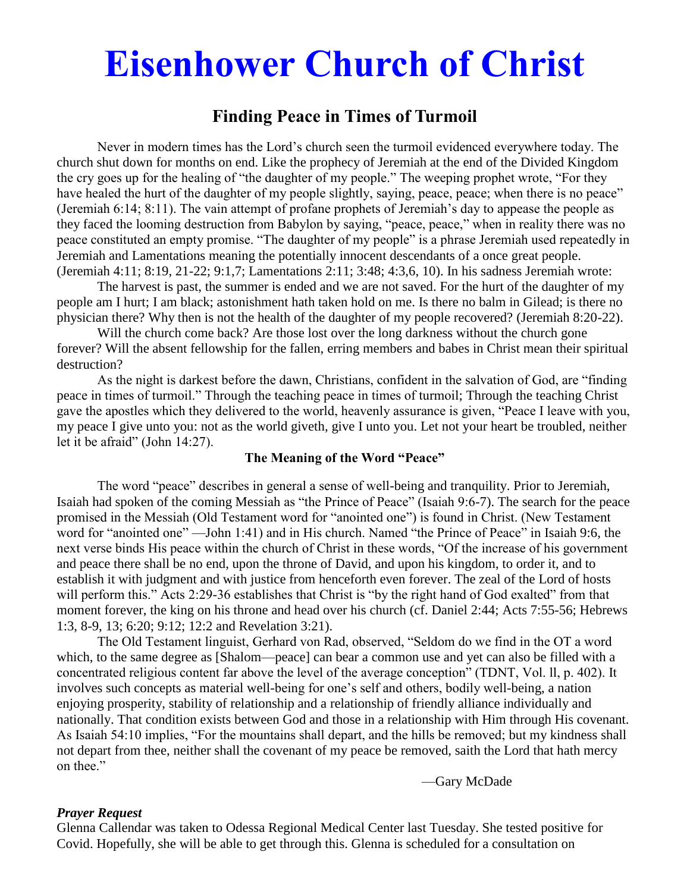# Eisenhower Church of Christ

## Finding Peace in Times of Turmoil

Never in modern times has the Lord's church seen the turmoil evidenced everywhere today. The church shut down for months on end. Like the prophecy of Jeremiah at the end of the Divided Kingdom the cry goes up for the healing of "the daughter of my people." The weeping prophet wrote, "For they have healed the hurt of the daughter of my people slightly, saying, peace, peace; when there is no peace" (Jeremiah 6:14; 8:11). The vain attempt of profane prophets of Jeremiah's day to appease the people as they faced the looming destruction from Babylon by saying, "peace, peace," when in reality there was no peace constituted an empty promise. "The daughter of my people" is a phrase Jeremiah used repeatedly in Jeremiah and Lamentations meaning the potentially innocent descendants of a once great people. (Jeremiah 4:11; 8:19, 21-22; 9:1,7; Lamentations 2:11; 3:48; 4:3,6, 10). In his sadness Jeremiah wrote:

The harvest is past, the summer is ended and we are not saved. For the hurt of the daughter of my people am I hurt; I am black; astonishment hath taken hold on me. Is there no balm in Gilead; is there no physician there? Why then is not the health of the daughter of my people recovered? (Jeremiah 8:20-22).

Will the church come back? Are those lost over the long darkness without the church gone forever? Will the absent fellowship for the fallen, erring members and babes in Christ mean their spiritual destruction?

As the night is darkest before the dawn, Christians, confident in the salvation of God, are "finding peace in times of turmoil." Through the teaching peace in times of turmoil; Through the teaching Christ gave the apostles which they delivered to the world, heavenly assurance is given, "Peace I leave with you, my peace I give unto you: not as the world giveth, give I unto you. Let not your heart be troubled, neither let it be afraid" (John 14:27).

### The Meaning of the Word "Peace"

The word "peace" describes in general a sense of well-being and tranquility. Prior to Jeremiah, Isaiah had spoken of the coming Messiah as "the Prince of Peace" (Isaiah 9:6-7). The search for the peace promised in the Messiah (Old Testament word for "anointed one") is found in Christ. (New Testament word for "anointed one" —John 1:41) and in His church. Named "the Prince of Peace" in Isaiah 9:6, the next verse binds His peace within the church of Christ in these words, "Of the increase of his government and peace there shall be no end, upon the throne of David, and upon his kingdom, to order it, and to establish it with judgment and with justice from henceforth even forever. The zeal of the Lord of hosts will perform this." Acts 2:29-36 establishes that Christ is "by the right hand of God exalted" from that moment forever, the king on his throne and head over his church (cf. Daniel 2:44; Acts 7:55-56; Hebrews 1:3, 8-9, 13; 6:20; 9:12; 12:2 and Revelation 3:21).

The Old Testament linguist, Gerhard von Rad, observed, "Seldom do we find in the OT a word which, to the same degree as [Shalom—peace] can bear a common use and yet can also be filled with a concentrated religious content far above the level of the average conception" (TDNT, Vol. ll, p. 402). It involves such concepts as material well-being for one's self and others, bodily well-being, a nation enjoying prosperity, stability of relationship and a relationship of friendly alliance individually and nationally. That condition exists between God and those in a relationship with Him through His covenant. As Isaiah 54:10 implies, "For the mountains shall depart, and the hills be removed; but my kindness shall not depart from thee, neither shall the covenant of my peace be removed, saith the Lord that hath mercy on thee."

—Gary McDade

***Prayer Request***

Glenna Callendar was taken to Odessa Regional Medical Center last Tuesday. She tested positive for Covid. Hopefully, she will be able to get through this. Glenna is scheduled for a consultation on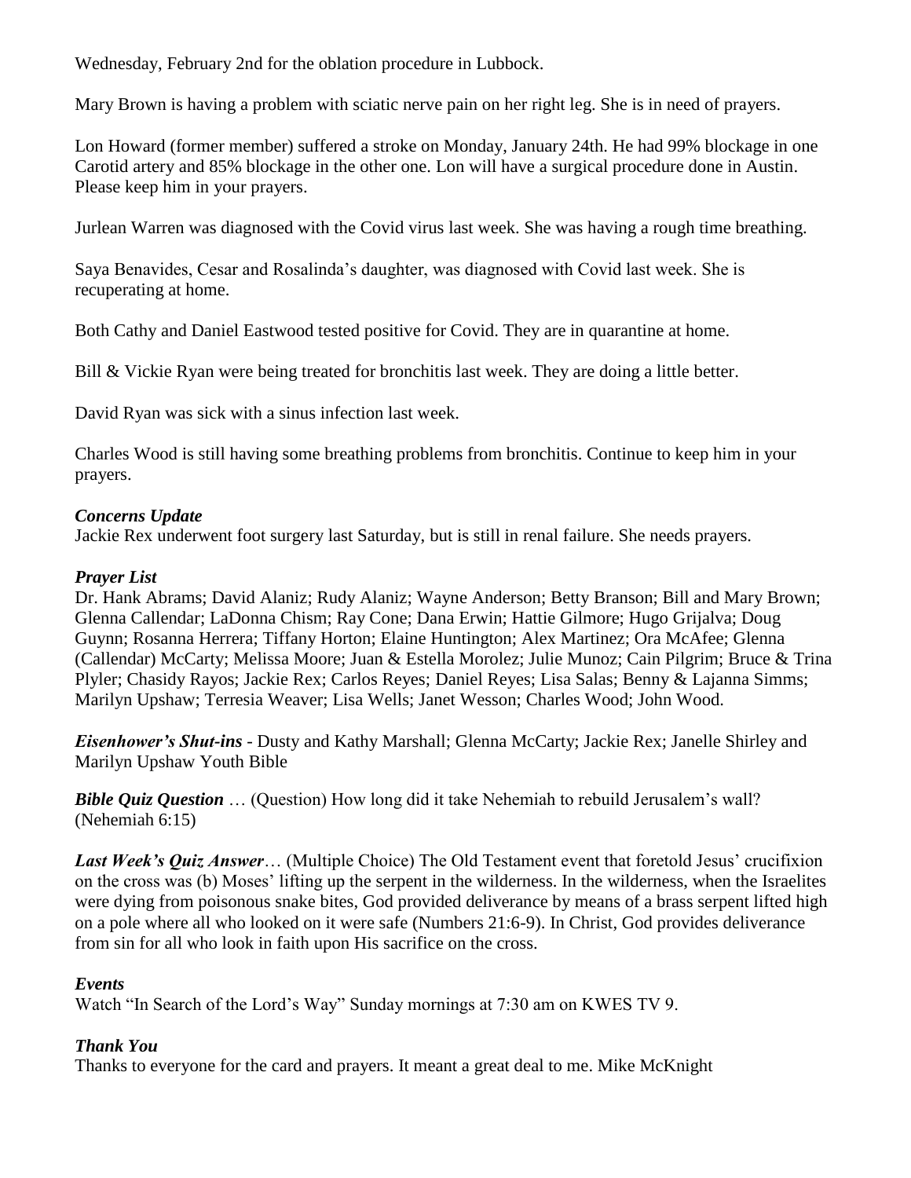Wednesday, February 2nd for the oblation procedure in Lubbock.

Mary Brown is having a problem with sciatic nerve pain on her right leg. She is in need of prayers.

Lon Howard (former member) suffered a stroke on Monday, January 24th. He had 99% blockage in one Carotid artery and 85% blockage in the other one. Lon will have a surgical procedure done in Austin. Please keep him in your prayers.

Jurlean Warren was diagnosed with the Covid virus last week. She was having a rough time breathing.

Saya Benavides, Cesar and Rosalinda's daughter, was diagnosed with Covid last week. She is recuperating at home.

Both Cathy and Daniel Eastwood tested positive for Covid. They are in quarantine at home.

Bill & Vickie Ryan were being treated for bronchitis last week. They are doing a little better.

David Ryan was sick with a sinus infection last week.

Charles Wood is still having some breathing problems from bronchitis. Continue to keep him in your prayers.

***Concerns Update***
Jackie Rex underwent foot surgery last Saturday, but is still in renal failure. She needs prayers.

***Prayer List***
Dr. Hank Abrams; David Alaniz; Rudy Alaniz; Wayne Anderson; Betty Branson; Bill and Mary Brown; Glenna Callendar; LaDonna Chism; Ray Cone; Dana Erwin; Hattie Gilmore; Hugo Grijalva; Doug Guynn; Rosanna Herrera; Tiffany Horton; Elaine Huntington; Alex Martinez; Ora McAfee; Glenna (Callendar) McCarty; Melissa Moore; Juan & Estella Morolez; Julie Munoz; Cain Pilgrim; Bruce & Trina Plyler; Chasidy Rayos; Jackie Rex; Carlos Reyes; Daniel Reyes; Lisa Salas; Benny & Lajanna Simms; Marilyn Upshaw; Terresia Weaver; Lisa Wells; Janet Wesson; Charles Wood; John Wood.

***Eisenhower's Shut-ins*** - Dusty and Kathy Marshall; Glenna McCarty; Jackie Rex; Janelle Shirley and Marilyn Upshaw Youth Bible

***Bible Quiz Question*** … (Question) How long did it take Nehemiah to rebuild Jerusalem's wall? (Nehemiah 6:15)

***Last Week's Quiz Answer***… (Multiple Choice) The Old Testament event that foretold Jesus' crucifixion on the cross was (b) Moses' lifting up the serpent in the wilderness. In the wilderness, when the Israelites were dying from poisonous snake bites, God provided deliverance by means of a brass serpent lifted high on a pole where all who looked on it were safe (Numbers 21:6-9). In Christ, God provides deliverance from sin for all who look in faith upon His sacrifice on the cross.

***Events***
Watch "In Search of the Lord's Way" Sunday mornings at 7:30 am on KWES TV 9.

***Thank You***
Thanks to everyone for the card and prayers. It meant a great deal to me. Mike McKnight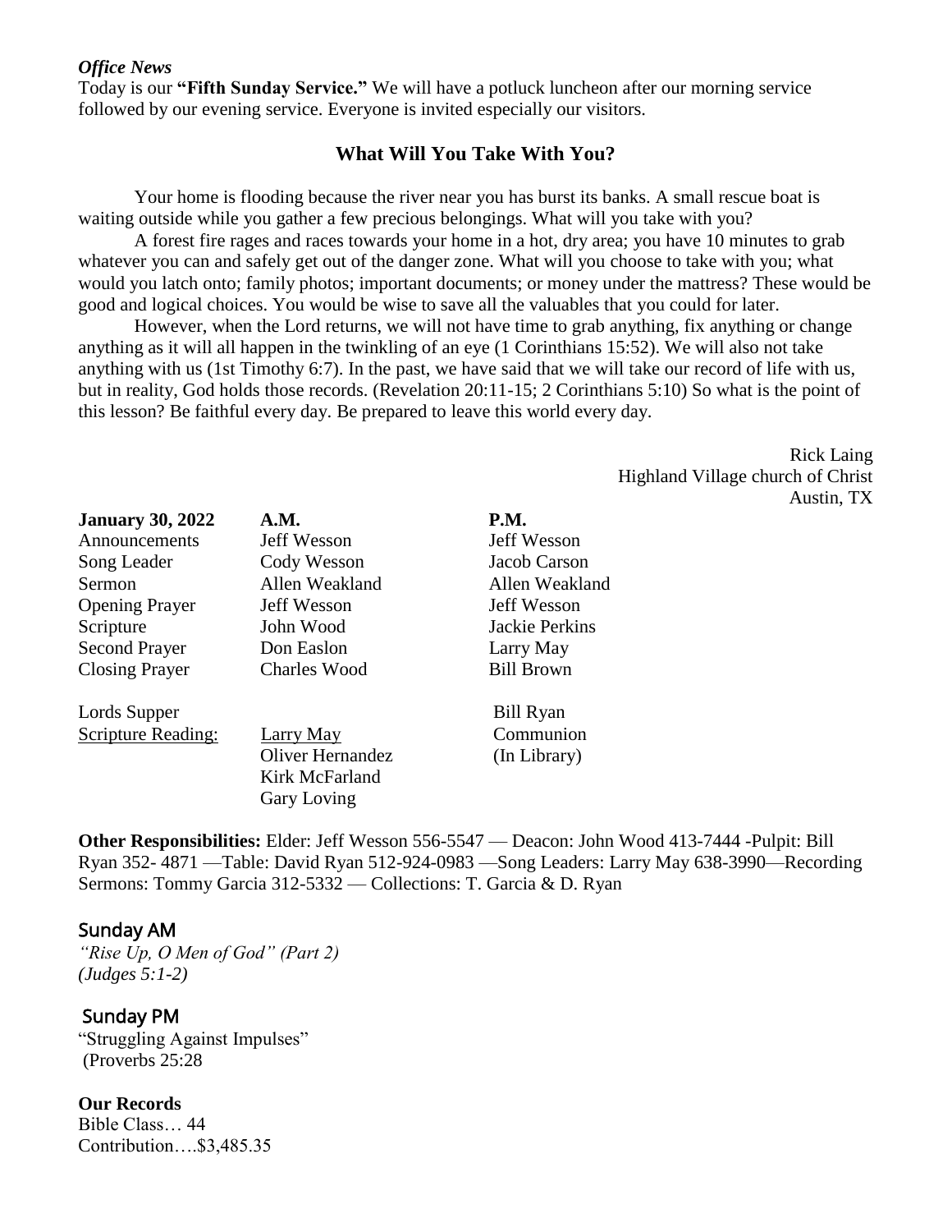***Office News***

Today is our **"Fifth Sunday Service."** We will have a potluck luncheon after our morning service followed by our evening service. Everyone is invited especially our visitors.

## What Will You Take With You?

Your home is flooding because the river near you has burst its banks. A small rescue boat is waiting outside while you gather a few precious belongings. What will you take with you?

A forest fire rages and races towards your home in a hot, dry area; you have 10 minutes to grab whatever you can and safely get out of the danger zone. What will you choose to take with you; what would you latch onto; family photos; important documents; or money under the mattress? These would be good and logical choices. You would be wise to save all the valuables that you could for later.

However, when the Lord returns, we will not have time to grab anything, fix anything or change anything as it will all happen in the twinkling of an eye (1 Corinthians 15:52). We will also not take anything with us (1st Timothy 6:7). In the past, we have said that we will take our record of life with us, but in reality, God holds those records. (Revelation 20:11-15; 2 Corinthians 5:10) So what is the point of this lesson? Be faithful every day. Be prepared to leave this world every day.

Rick Laing
Highland Village church of Christ
Austin, TX

| **January 30, 2022** | **A.M.** | **P.M.** |
|---|---|---|
| Announcements | Jeff Wesson | Jeff Wesson |
| Song Leader | Cody Wesson | Jacob Carson |
| Sermon | Allen Weakland | Allen Weakland |
| Opening Prayer | Jeff Wesson | Jeff Wesson |
| Scripture | John Wood | Jackie Perkins |
| Second Prayer | Don Easlon | Larry May |
| Closing Prayer | Charles Wood | Bill Brown |
| Lords Supper | | Bill Ryan |
| Scripture Reading: | Larry May | Communion |
| | Oliver Hernandez | (In Library) |
| | Kirk McFarland | |
| | Gary Loving | |

**Other Responsibilities:** Elder: Jeff Wesson 556-5547 — Deacon: John Wood 413-7444 -Pulpit: Bill Ryan 352- 4871 —Table: David Ryan 512-924-0983 —Song Leaders: Larry May 638-3990—Recording Sermons: Tommy Garcia 312-5332 — Collections: T. Garcia & D. Ryan

### Sunday AM

*"Rise Up, O Men of God" (Part 2)*
*(Judges 5:1-2)*

### Sunday PM

"Struggling Against Impulses"
(Proverbs 25:28

**Our Records**

Bible Class… 44
Contribution….$3,485.35